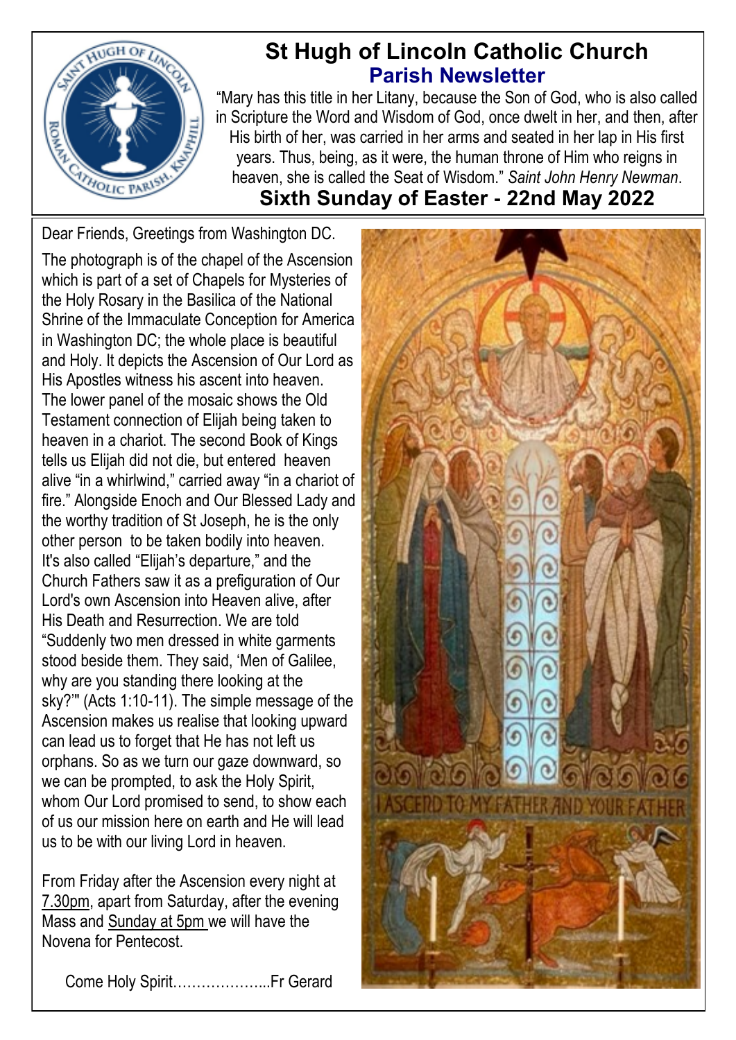# St Hugh of Lincoln Catholic Church

## Parish Newsletter

"Mary has this title in her Litany, because the Son of God, who is also called in Scripture the Word and Wisdom of God, once dwelt in her, and then, after His birth of her, was carried in her arms and seated in her lap in His first years. Thus, being, as it were, the human throne of Him who reigns in heaven, she is called the Seat of Wisdom." *Saint John Henry Newman*.

## Sixth Sunday of Easter - 22nd May 2022

Dear Friends, Greetings from Washington DC.

The photograph is of the chapel of the Ascension which is part of a set of Chapels for Mysteries of the Holy Rosary in the Basilica of the National Shrine of the Immaculate Conception for America in Washington DC; the whole place is beautiful and Holy. It depicts the Ascension of Our Lord as His Apostles witness his ascent into heaven. The lower panel of the mosaic shows the Old Testament connection of Elijah being taken to heaven in a chariot. The second Book of Kings tells us Elijah did not die, but entered heaven alive "in a whirlwind," carried away "in a chariot of fire." Alongside Enoch and Our Blessed Lady and the worthy tradition of St Joseph, he is the only other person to be taken bodily into heaven. It's also called "Elijah's departure," and the Church Fathers saw it as a prefiguration of Our Lord's own Ascension into Heaven alive, after His Death and Resurrection. We are told "Suddenly two men dressed in white garments stood beside them. They said, 'Men of Galilee, why are you standing there looking at the sky?'" (Acts 1:10-11). The simple message of the Ascension makes us realise that looking upward can lead us to forget that He has not left us orphans. So as we turn our gaze downward, so we can be prompted, to ask the Holy Spirit, whom Our Lord promised to send, to show each of us our mission here on earth and He will lead us to be with our living Lord in heaven.

From Friday after the Ascension every night at 7.30pm, apart from Saturday, after the evening Mass and Sunday at 5pm we will have the Novena for Pentecost.

Come Holy Spirit………………...Fr Gerard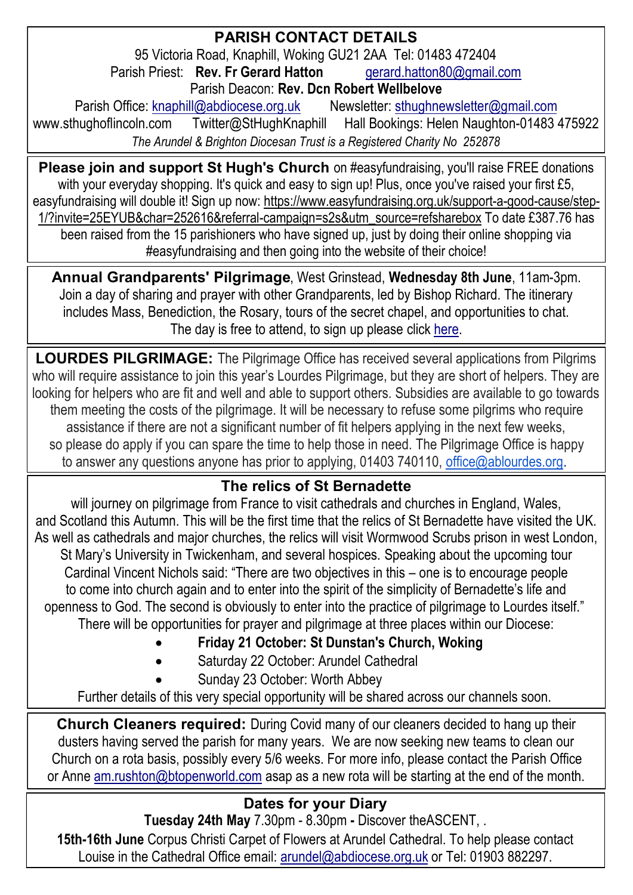## PARISH CONTACT DETAILS

95 Victoria Road, Knaphill, Woking GU21 2AA Tel: 01483 472404
Parish Priest: **Rev. Fr Gerard Hatton** gerard.hatton80@gmail.com
Parish Deacon: **Rev. Dcn Robert Wellbelove**
Parish Office: knaphill@abdiocese.org.uk Newsletter: sthughnewsletter@gmail.com
www.sthughoflincoln.com Twitter@StHughKnaphill Hall Bookings: Helen Naughton-01483 475922
*The Arundel & Brighton Diocesan Trust is a Registered Charity No 252878*

---

**Please join and support St Hugh's Church** on #easyfundraising, you'll raise FREE donations with your everyday shopping. It's quick and easy to sign up! Plus, once you've raised your first £5, easyfundraising will double it! Sign up now: https://www.easyfundraising.org.uk/support-a-good-cause/step-1/?invite=25EYUB&char=252616&referral-campaign=s2s&utm_source=refsharebox To date £387.76 has been raised from the 15 parishioners who have signed up, just by doing their online shopping via #easyfundraising and then going into the website of their choice!

---

**Annual Grandparents' Pilgrimage**, West Grinstead, **Wednesday 8th June**, 11am-3pm. Join a day of sharing and prayer with other Grandparents, led by Bishop Richard. The itinerary includes Mass, Benediction, the Rosary, tours of the secret chapel, and opportunities to chat. The day is free to attend, to sign up please click here.

---

**LOURDES PILGRIMAGE:** The Pilgrimage Office has received several applications from Pilgrims who will require assistance to join this year's Lourdes Pilgrimage, but they are short of helpers. They are looking for helpers who are fit and well and able to support others. Subsidies are available to go towards them meeting the costs of the pilgrimage. It will be necessary to refuse some pilgrims who require assistance if there are not a significant number of fit helpers applying in the next few weeks, so please do apply if you can spare the time to help those in need. The Pilgrimage Office is happy to answer any questions anyone has prior to applying, 01403 740110, office@ablourdes.org.

---

### The relics of St Bernadette

will journey on pilgrimage from France to visit cathedrals and churches in England, Wales, and Scotland this Autumn. This will be the first time that the relics of St Bernadette have visited the UK. As well as cathedrals and major churches, the relics will visit Wormwood Scrubs prison in west London, St Mary's University in Twickenham, and several hospices. Speaking about the upcoming tour Cardinal Vincent Nichols said: "There are two objectives in this – one is to encourage people to come into church again and to enter into the spirit of the simplicity of Bernadette's life and openness to God. The second is obviously to enter into the practice of pilgrimage to Lourdes itself." There will be opportunities for prayer and pilgrimage at three places within our Diocese:

- **Friday 21 October: St Dunstan's Church, Woking**
- Saturday 22 October: Arundel Cathedral
- Sunday 23 October: Worth Abbey

Further details of this very special opportunity will be shared across our channels soon.

---

**Church Cleaners required:** During Covid many of our cleaners decided to hang up their dusters having served the parish for many years. We are now seeking new teams to clean our Church on a rota basis, possibly every 5/6 weeks. For more info, please contact the Parish Office or Anne am.rushton@btopenworld.com asap as a new rota will be starting at the end of the month.

---

### Dates for your Diary

**Tuesday 24th May** 7.30pm - 8.30pm **-** Discover theASCENT, .

**15th-16th June** Corpus Christi Carpet of Flowers at Arundel Cathedral. To help please contact Louise in the Cathedral Office email: arundel@abdiocese.org.uk or Tel: 01903 882297.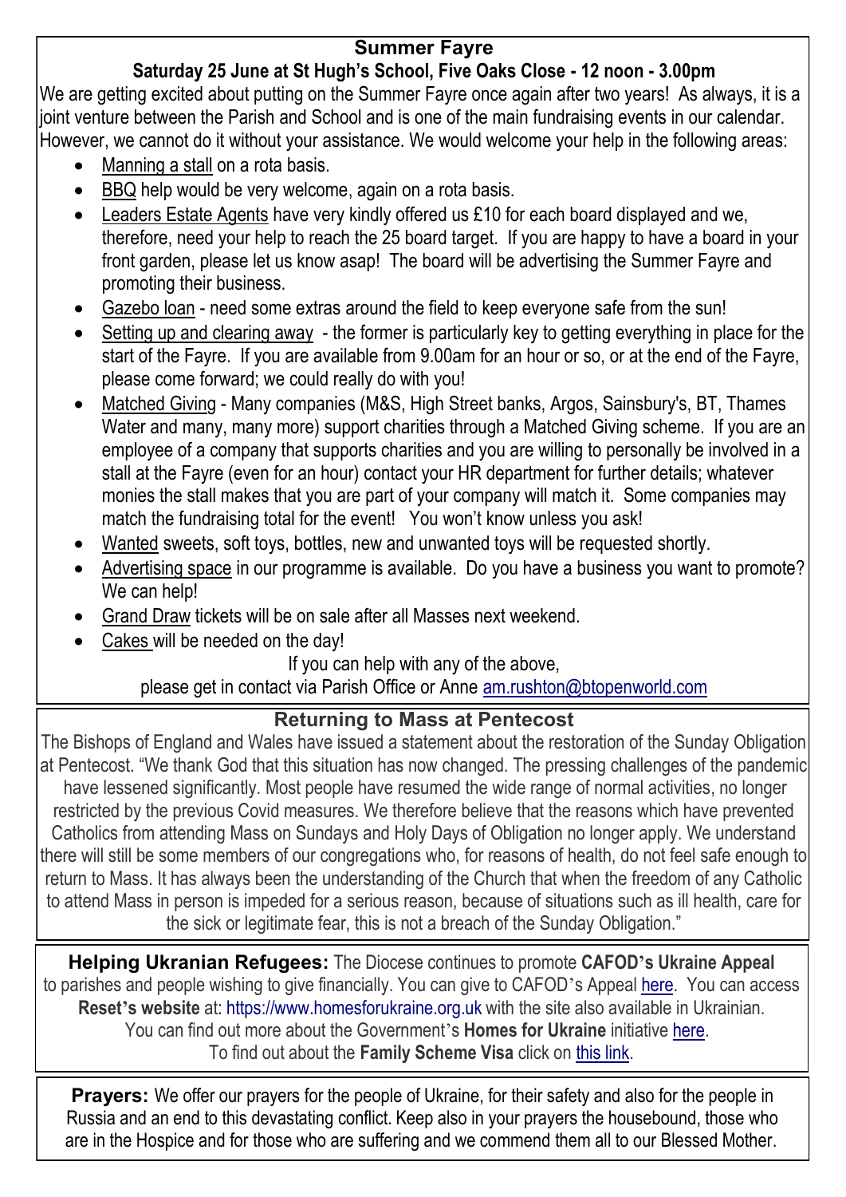## Summer Fayre

### Saturday 25 June at St Hugh's School, Five Oaks Close - 12 noon - 3.00pm

We are getting excited about putting on the Summer Fayre once again after two years! As always, it is a joint venture between the Parish and School and is one of the main fundraising events in our calendar. However, we cannot do it without your assistance. We would welcome your help in the following areas:

- Manning a stall on a rota basis.
- BBQ help would be very welcome, again on a rota basis.
- Leaders Estate Agents have very kindly offered us £10 for each board displayed and we, therefore, need your help to reach the 25 board target. If you are happy to have a board in your front garden, please let us know asap! The board will be advertising the Summer Fayre and promoting their business.
- Gazebo loan - need some extras around the field to keep everyone safe from the sun!
- Setting up and clearing away - the former is particularly key to getting everything in place for the start of the Fayre. If you are available from 9.00am for an hour or so, or at the end of the Fayre, please come forward; we could really do with you!
- Matched Giving - Many companies (M&S, High Street banks, Argos, Sainsbury's, BT, Thames Water and many, many more) support charities through a Matched Giving scheme. If you are an employee of a company that supports charities and you are willing to personally be involved in a stall at the Fayre (even for an hour) contact your HR department for further details; whatever monies the stall makes that you are part of your company will match it. Some companies may match the fundraising total for the event! You won't know unless you ask!
- Wanted sweets, soft toys, bottles, new and unwanted toys will be requested shortly.
- Advertising space in our programme is available. Do you have a business you want to promote? We can help!
- Grand Draw tickets will be on sale after all Masses next weekend.
- Cakes will be needed on the day!

If you can help with any of the above,
please get in contact via Parish Office or Anne am.rushton@btopenworld.com

## Returning to Mass at Pentecost

The Bishops of England and Wales have issued a statement about the restoration of the Sunday Obligation at Pentecost. "We thank God that this situation has now changed. The pressing challenges of the pandemic have lessened significantly. Most people have resumed the wide range of normal activities, no longer restricted by the previous Covid measures. We therefore believe that the reasons which have prevented Catholics from attending Mass on Sundays and Holy Days of Obligation no longer apply. We understand there will still be some members of our congregations who, for reasons of health, do not feel safe enough to return to Mass. It has always been the understanding of the Church that when the freedom of any Catholic to attend Mass in person is impeded for a serious reason, because of situations such as ill health, care for the sick or legitimate fear, this is not a breach of the Sunday Obligation."

**Helping Ukranian Refugees:** The Diocese continues to promote **CAFOD's Ukraine Appeal** to parishes and people wishing to give financially. You can give to CAFOD's Appeal here. You can access **Reset's website** at: https://www.homesforukraine.org.uk with the site also available in Ukrainian. You can find out more about the Government's **Homes for Ukraine** initiative here. To find out about the **Family Scheme Visa** click on this link.

**Prayers:** We offer our prayers for the people of Ukraine, for their safety and also for the people in Russia and an end to this devastating conflict. Keep also in your prayers the housebound, those who are in the Hospice and for those who are suffering and we commend them all to our Blessed Mother.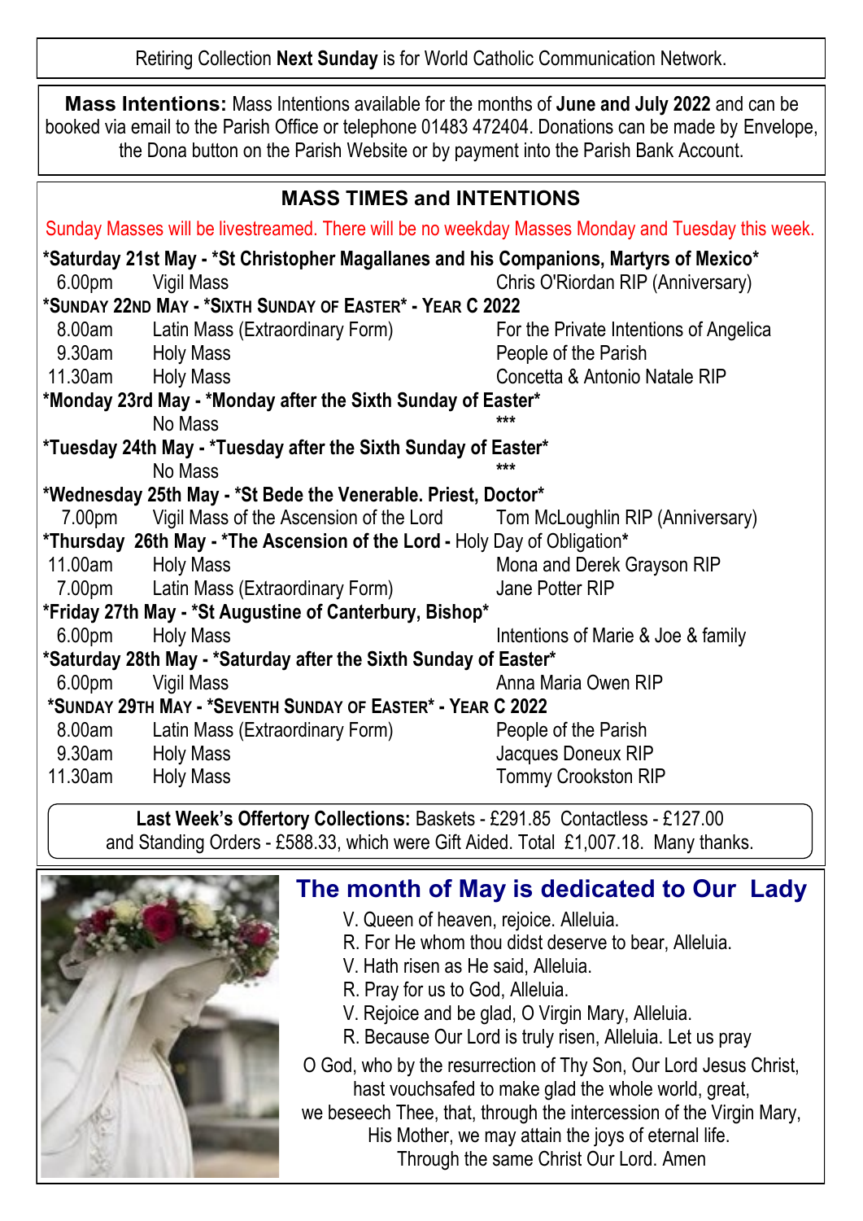Retiring Collection **Next Sunday** is for World Catholic Communication Network.

**Mass Intentions:** Mass Intentions available for the months of **June and July 2022** and can be booked via email to the Parish Office or telephone 01483 472404. Donations can be made by Envelope, the Dona button on the Parish Website or by payment into the Parish Bank Account.

## MASS TIMES and INTENTIONS

Sunday Masses will be livestreamed. There will be no weekday Masses Monday and Tuesday this week.

**\*Saturday 21st May - \*St Christopher Magallanes and his Companions, Martyrs of Mexico\***

| | | |
|---|---|---|
| 6.00pm | Vigil Mass | Chris O'Riordan RIP (Anniversary) |

**\*SUNDAY 22ND MAY - \*SIXTH SUNDAY OF EASTER\* - YEAR C 2022**

| | | |
|---|---|---|
| 8.00am | Latin Mass (Extraordinary Form) | For the Private Intentions of Angelica |
| 9.30am | Holy Mass | People of the Parish |
| 11.30am | Holy Mass | Concetta & Antonio Natale RIP |

**\*Monday 23rd May - \*Monday after the Sixth Sunday of Easter\***

| | | |
|---|---|---|
| | No Mass | *** |

**\*Tuesday 24th May - \*Tuesday after the Sixth Sunday of Easter\***

| | | |
|---|---|---|
| | No Mass | *** |

**\*Wednesday 25th May - \*St Bede the Venerable. Priest, Doctor\***

| | | |
|---|---|---|
| 7.00pm | Vigil Mass of the Ascension of the Lord | Tom McLoughlin RIP (Anniversary) |

**\*Thursday 26th May - \*The Ascension of the Lord -** Holy Day of Obligation\*

| | | |
|---|---|---|
| 11.00am | Holy Mass | Mona and Derek Grayson RIP |
| 7.00pm | Latin Mass (Extraordinary Form) | Jane Potter RIP |

**\*Friday 27th May - \*St Augustine of Canterbury, Bishop\***

| | | |
|---|---|---|
| 6.00pm | Holy Mass | Intentions of Marie & Joe & family |

**\*Saturday 28th May - \*Saturday after the Sixth Sunday of Easter\***

| | | |
|---|---|---|
| 6.00pm | Vigil Mass | Anna Maria Owen RIP |

**\*SUNDAY 29TH MAY - \*SEVENTH SUNDAY OF EASTER\* - YEAR C 2022**

| | | |
|---|---|---|
| 8.00am | Latin Mass (Extraordinary Form) | People of the Parish |
| 9.30am | Holy Mass | Jacques Doneux RIP |
| 11.30am | Holy Mass | Tommy Crookston RIP |

**Last Week's Offertory Collections:** Baskets - £291.85 Contactless - £127.00 and Standing Orders - £588.33, which were Gift Aided. Total £1,007.18. Many thanks.

## The month of May is dedicated to Our Lady

V. Queen of heaven, rejoice. Alleluia.
R. For He whom thou didst deserve to bear, Alleluia.
V. Hath risen as He said, Alleluia.
R. Pray for us to God, Alleluia.
V. Rejoice and be glad, O Virgin Mary, Alleluia.
R. Because Our Lord is truly risen, Alleluia. Let us pray

O God, who by the resurrection of Thy Son, Our Lord Jesus Christ, hast vouchsafed to make glad the whole world, great, we beseech Thee, that, through the intercession of the Virgin Mary, His Mother, we may attain the joys of eternal life. Through the same Christ Our Lord. Amen